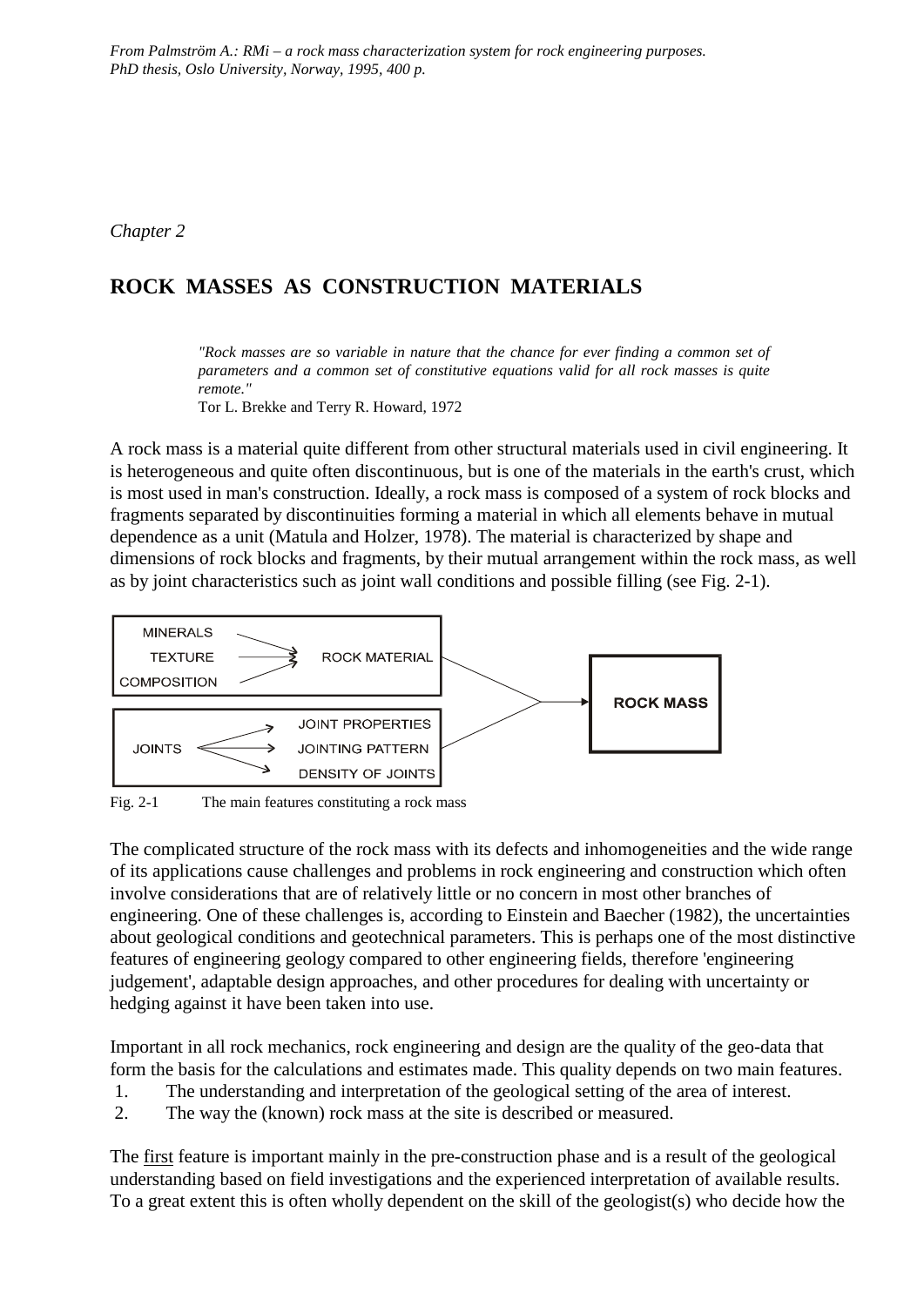*From Palmström A.: RMi – a rock mass characterization system for rock engineering purposes. PhD thesis, Oslo University, Norway, 1995, 400 p.*

*Chapter 2*

# ROCK MASSES AS CONSTRUCTION MATERIALS

> *"Rock masses are so variable in nature that the chance for ever finding a common set of parameters and a common set of constitutive equations valid for all rock masses is quite remote."*
> Tor L. Brekke and Terry R. Howard, 1972

A rock mass is a material quite different from other structural materials used in civil engineering. It is heterogeneous and quite often discontinuous, but is one of the materials in the earth's crust, which is most used in man's construction. Ideally, a rock mass is composed of a system of rock blocks and fragments separated by discontinuities forming a material in which all elements behave in mutual dependence as a unit (Matula and Holzer, 1978). The material is characterized by shape and dimensions of rock blocks and fragments, by their mutual arrangement within the rock mass, as well as by joint characteristics such as joint wall conditions and possible filling (see Fig. 2-1).

MINERALS, TEXTURE, COMPOSITION → ROCK MATERIAL
JOINTS → JOINT PROPERTIES, JOINTING PATTERN, DENSITY OF JOINTS
ROCK MATERIAL + JOINTS → ROCK MASS

Fig. 2-1 The main features constituting a rock mass

The complicated structure of the rock mass with its defects and inhomogeneities and the wide range of its applications cause challenges and problems in rock engineering and construction which often involve considerations that are of relatively little or no concern in most other branches of engineering. One of these challenges is, according to Einstein and Baecher (1982), the uncertainties about geological conditions and geotechnical parameters. This is perhaps one of the most distinctive features of engineering geology compared to other engineering fields, therefore 'engineering judgement', adaptable design approaches, and other procedures for dealing with uncertainty or hedging against it have been taken into use.

Important in all rock mechanics, rock engineering and design are the quality of the geo-data that form the basis for the calculations and estimates made. This quality depends on two main features.

1. The understanding and interpretation of the geological setting of the area of interest.
2. The way the (known) rock mass at the site is described or measured.

The first feature is important mainly in the pre-construction phase and is a result of the geological understanding based on field investigations and the experienced interpretation of available results. To a great extent this is often wholly dependent on the skill of the geologist(s) who decide how the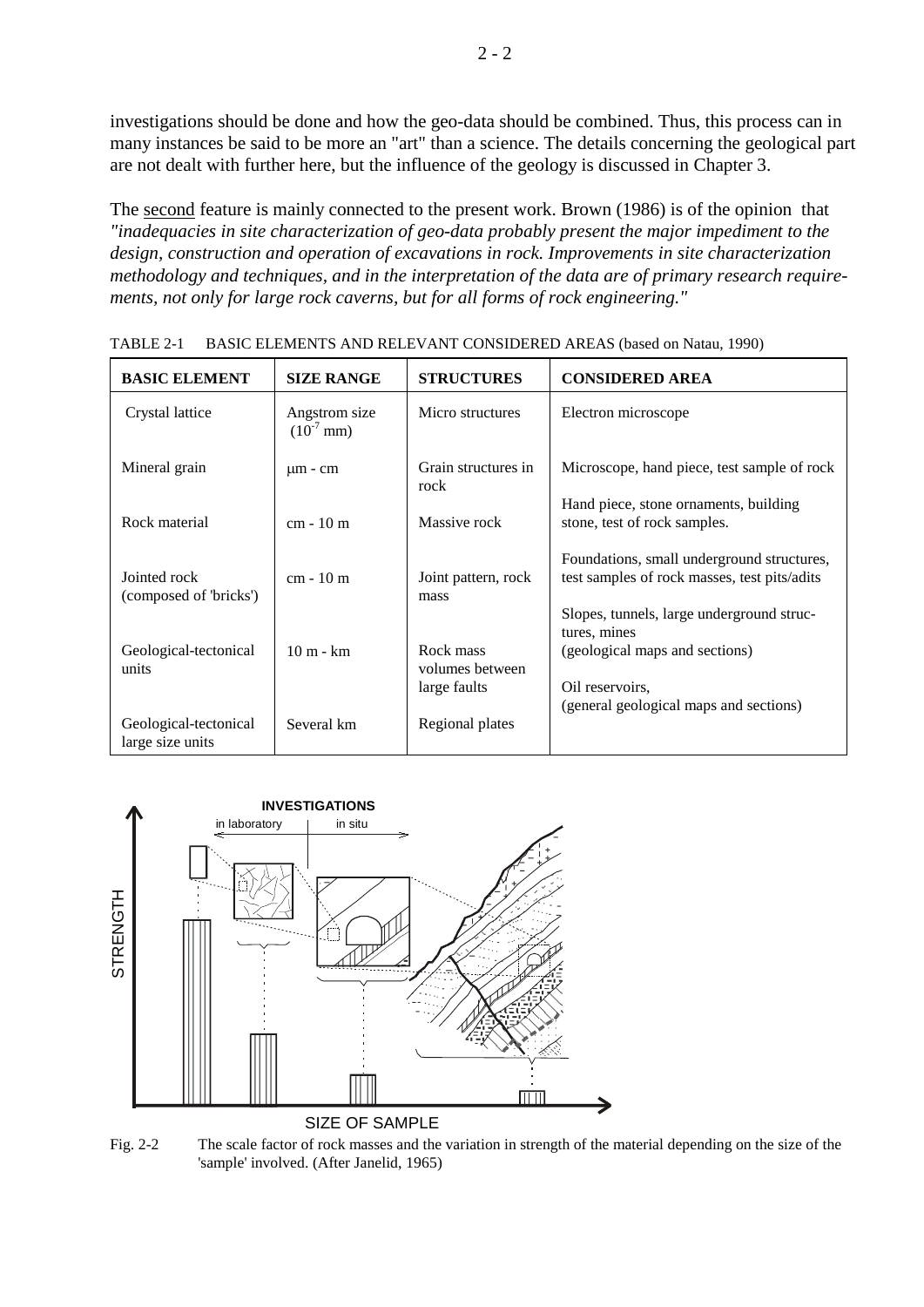investigations should be done and how the geo-data should be combined. Thus, this process can in many instances be said to be more an "art" than a science. The details concerning the geological part are not dealt with further here, but the influence of the geology is discussed in Chapter 3.

The second feature is mainly connected to the present work. Brown (1986) is of the opinion that *"inadequacies in site characterization of geo-data probably present the major impediment to the design, construction and operation of excavations in rock. Improvements in site characterization methodology and techniques, and in the interpretation of the data are of primary research requirements, not only for large rock caverns, but for all forms of rock engineering."*

TABLE 2-1 BASIC ELEMENTS AND RELEVANT CONSIDERED AREAS (based on Natau, 1990)

| BASIC ELEMENT | SIZE RANGE | STRUCTURES | CONSIDERED AREA |
|---|---|---|---|
| Crystal lattice | Angstrom size ($10^{-7}$ mm) | Micro structures | Electron microscope |
| Mineral grain | μm - cm | Grain structures in rock | Microscope, hand piece, test sample of rock |
| Rock material | cm - 10 m | Massive rock | Hand piece, stone ornaments, building stone, test of rock samples. |
| Jointed rock (composed of 'bricks') | cm - 10 m | Joint pattern, rock mass | Foundations, small underground structures, test samples of rock masses, test pits/adits |
| Geological-tectonical units | 10 m - km | Rock mass volumes between large faults | Slopes, tunnels, large underground structures, mines (geological maps and sections) |
| Geological-tectonical large size units | Several km | Regional plates | Oil reservoirs, (general geological maps and sections) |

Fig. 2-2 The scale factor of rock masses and the variation in strength of the material depending on the size of the 'sample' involved. (After Janelid, 1965)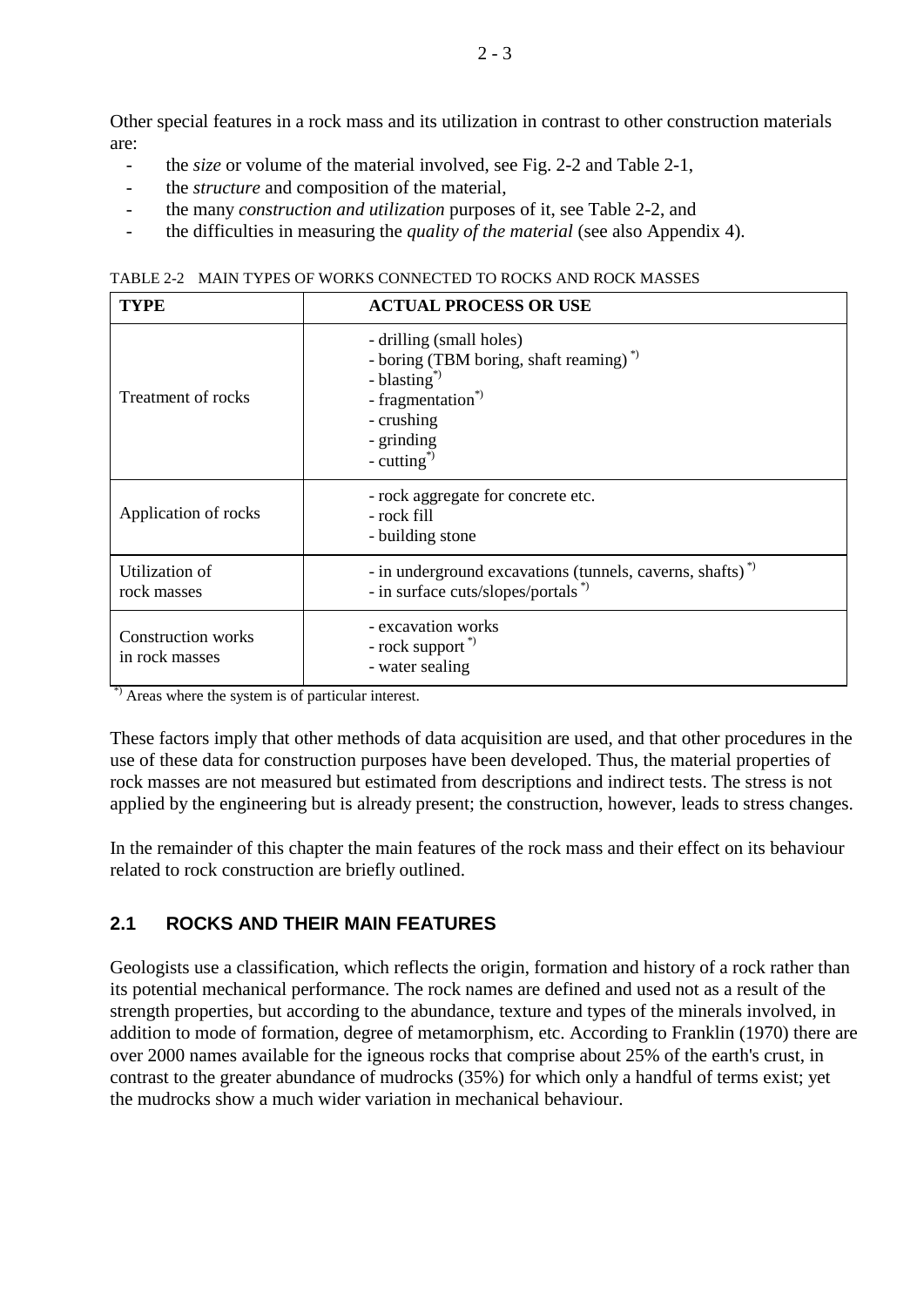Other special features in a rock mass and its utilization in contrast to other construction materials are:

- the *size* or volume of the material involved, see Fig. 2-2 and Table 2-1,
- the *structure* and composition of the material,
- the many *construction and utilization* purposes of it, see Table 2-2, and
- the difficulties in measuring the *quality of the material* (see also Appendix 4).

TABLE 2-2 MAIN TYPES OF WORKS CONNECTED TO ROCKS AND ROCK MASSES

| **TYPE** | **ACTUAL PROCESS OR USE** |
|---|---|
| Treatment of rocks | - drilling (small holes)<br>- boring (TBM boring, shaft reaming) *)<br>- blasting*)<br>- fragmentation*)<br>- crushing<br>- grinding<br>- cutting*) |
| Application of rocks | - rock aggregate for concrete etc.<br>- rock fill<br>- building stone |
| Utilization of rock masses | - in underground excavations (tunnels, caverns, shafts) *)<br>- in surface cuts/slopes/portals *) |
| Construction works in rock masses | - excavation works<br>- rock support *)<br>- water sealing |

*) Areas where the system is of particular interest.

These factors imply that other methods of data acquisition are used, and that other procedures in the use of these data for construction purposes have been developed. Thus, the material properties of rock masses are not measured but estimated from descriptions and indirect tests. The stress is not applied by the engineering but is already present; the construction, however, leads to stress changes.

In the remainder of this chapter the main features of the rock mass and their effect on its behaviour related to rock construction are briefly outlined.

## 2.1 ROCKS AND THEIR MAIN FEATURES

Geologists use a classification, which reflects the origin, formation and history of a rock rather than its potential mechanical performance. The rock names are defined and used not as a result of the strength properties, but according to the abundance, texture and types of the minerals involved, in addition to mode of formation, degree of metamorphism, etc. According to Franklin (1970) there are over 2000 names available for the igneous rocks that comprise about 25% of the earth's crust, in contrast to the greater abundance of mudrocks (35%) for which only a handful of terms exist; yet the mudrocks show a much wider variation in mechanical behaviour.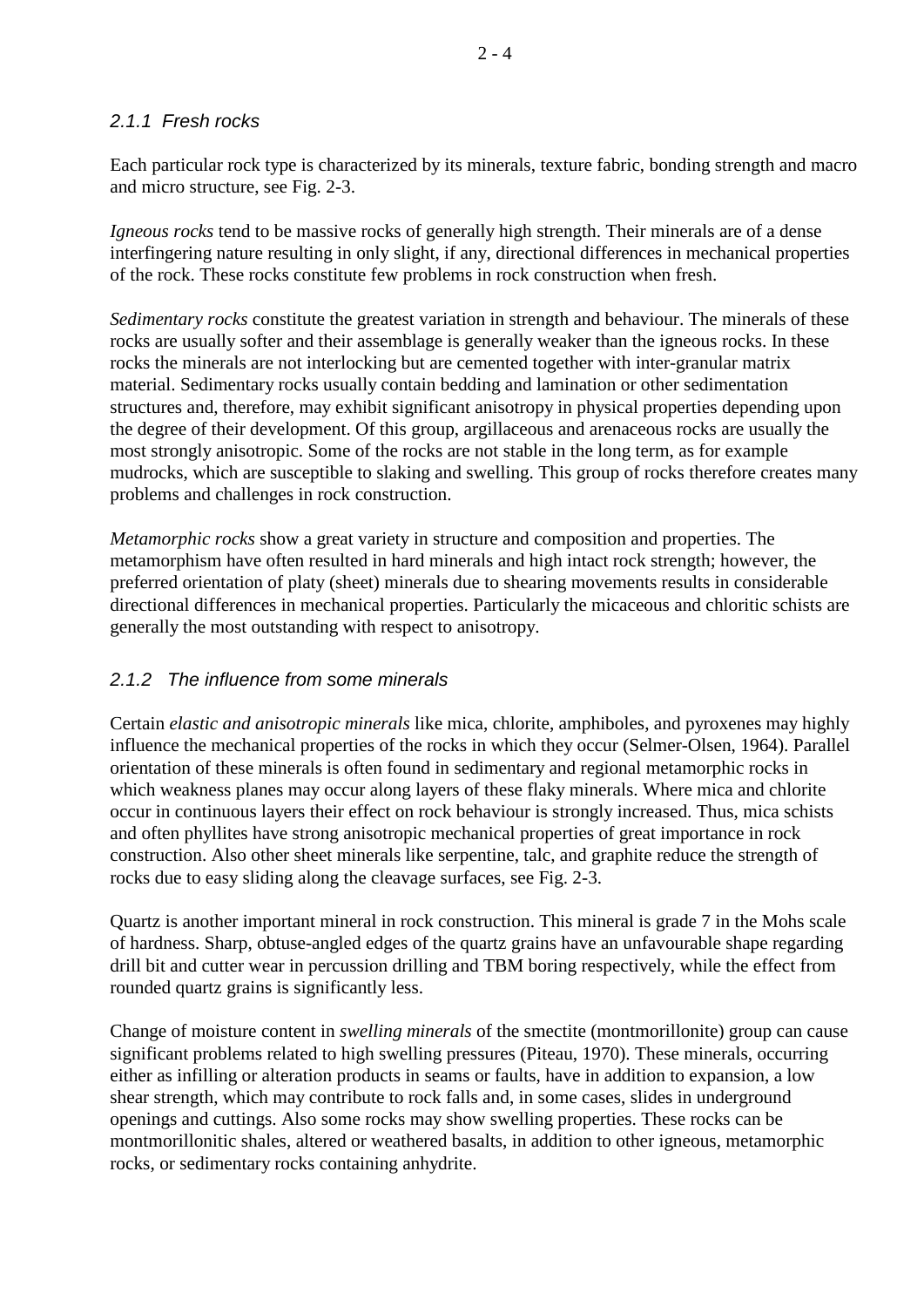### *2.1.1 Fresh rocks*

Each particular rock type is characterized by its minerals, texture fabric, bonding strength and macro and micro structure, see Fig. 2-3.

*Igneous rocks* tend to be massive rocks of generally high strength. Their minerals are of a dense interfingering nature resulting in only slight, if any, directional differences in mechanical properties of the rock. These rocks constitute few problems in rock construction when fresh.

*Sedimentary rocks* constitute the greatest variation in strength and behaviour. The minerals of these rocks are usually softer and their assemblage is generally weaker than the igneous rocks. In these rocks the minerals are not interlocking but are cemented together with inter-granular matrix material. Sedimentary rocks usually contain bedding and lamination or other sedimentation structures and, therefore, may exhibit significant anisotropy in physical properties depending upon the degree of their development. Of this group, argillaceous and arenaceous rocks are usually the most strongly anisotropic. Some of the rocks are not stable in the long term, as for example mudrocks, which are susceptible to slaking and swelling. This group of rocks therefore creates many problems and challenges in rock construction.

*Metamorphic rocks* show a great variety in structure and composition and properties. The metamorphism have often resulted in hard minerals and high intact rock strength; however, the preferred orientation of platy (sheet) minerals due to shearing movements results in considerable directional differences in mechanical properties. Particularly the micaceous and chloritic schists are generally the most outstanding with respect to anisotropy.

### *2.1.2 The influence from some minerals*

Certain *elastic and anisotropic minerals* like mica, chlorite, amphiboles, and pyroxenes may highly influence the mechanical properties of the rocks in which they occur (Selmer-Olsen, 1964). Parallel orientation of these minerals is often found in sedimentary and regional metamorphic rocks in which weakness planes may occur along layers of these flaky minerals. Where mica and chlorite occur in continuous layers their effect on rock behaviour is strongly increased. Thus, mica schists and often phyllites have strong anisotropic mechanical properties of great importance in rock construction. Also other sheet minerals like serpentine, talc, and graphite reduce the strength of rocks due to easy sliding along the cleavage surfaces, see Fig. 2-3.

Quartz is another important mineral in rock construction. This mineral is grade 7 in the Mohs scale of hardness. Sharp, obtuse-angled edges of the quartz grains have an unfavourable shape regarding drill bit and cutter wear in percussion drilling and TBM boring respectively, while the effect from rounded quartz grains is significantly less.

Change of moisture content in *swelling minerals* of the smectite (montmorillonite) group can cause significant problems related to high swelling pressures (Piteau, 1970). These minerals, occurring either as infilling or alteration products in seams or faults, have in addition to expansion, a low shear strength, which may contribute to rock falls and, in some cases, slides in underground openings and cuttings. Also some rocks may show swelling properties. These rocks can be montmorillonitic shales, altered or weathered basalts, in addition to other igneous, metamorphic rocks, or sedimentary rocks containing anhydrite.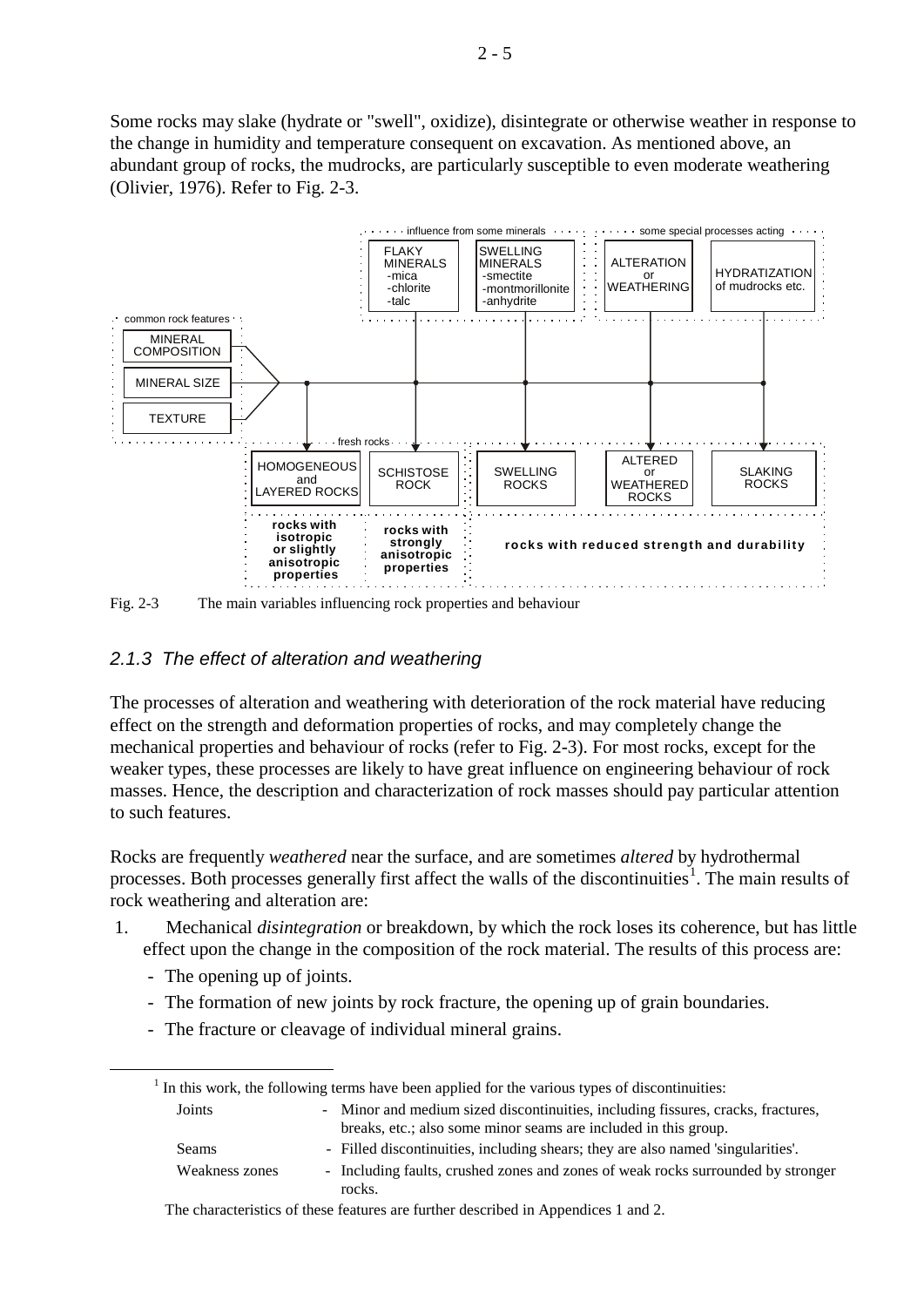Some rocks may slake (hydrate or "swell", oxidize), disintegrate or otherwise weather in response to the change in humidity and temperature consequent on excavation. As mentioned above, an abundant group of rocks, the mudrocks, are particularly susceptible to even moderate weathering (Olivier, 1976). Refer to Fig. 2-3.

Fig. 2-3 The main variables influencing rock properties and behaviour

### *2.1.3 The effect of alteration and weathering*

The processes of alteration and weathering with deterioration of the rock material have reducing effect on the strength and deformation properties of rocks, and may completely change the mechanical properties and behaviour of rocks (refer to Fig. 2-3). For most rocks, except for the weaker types, these processes are likely to have great influence on engineering behaviour of rock masses. Hence, the description and characterization of rock masses should pay particular attention to such features.

Rocks are frequently *weathered* near the surface, and are sometimes *altered* by hydrothermal processes. Both processes generally first affect the walls of the discontinuities[1]. The main results of rock weathering and alteration are:

1. Mechanical *disintegration* or breakdown, by which the rock loses its coherence, but has little effect upon the change in the composition of the rock material. The results of this process are:
   - The opening up of joints.
   - The formation of new joints by rock fracture, the opening up of grain boundaries.
   - The fracture or cleavage of individual mineral grains.

---

[1] In this work, the following terms have been applied for the various types of discontinuities:

| | |
|---|---|
| Joints | - Minor and medium sized discontinuities, including fissures, cracks, fractures, breaks, etc.; also some minor seams are included in this group. |
| Seams | - Filled discontinuities, including shears; they are also named 'singularities'. |
| Weakness zones | - Including faults, crushed zones and zones of weak rocks surrounded by stronger rocks. |

The characteristics of these features are further described in Appendices 1 and 2.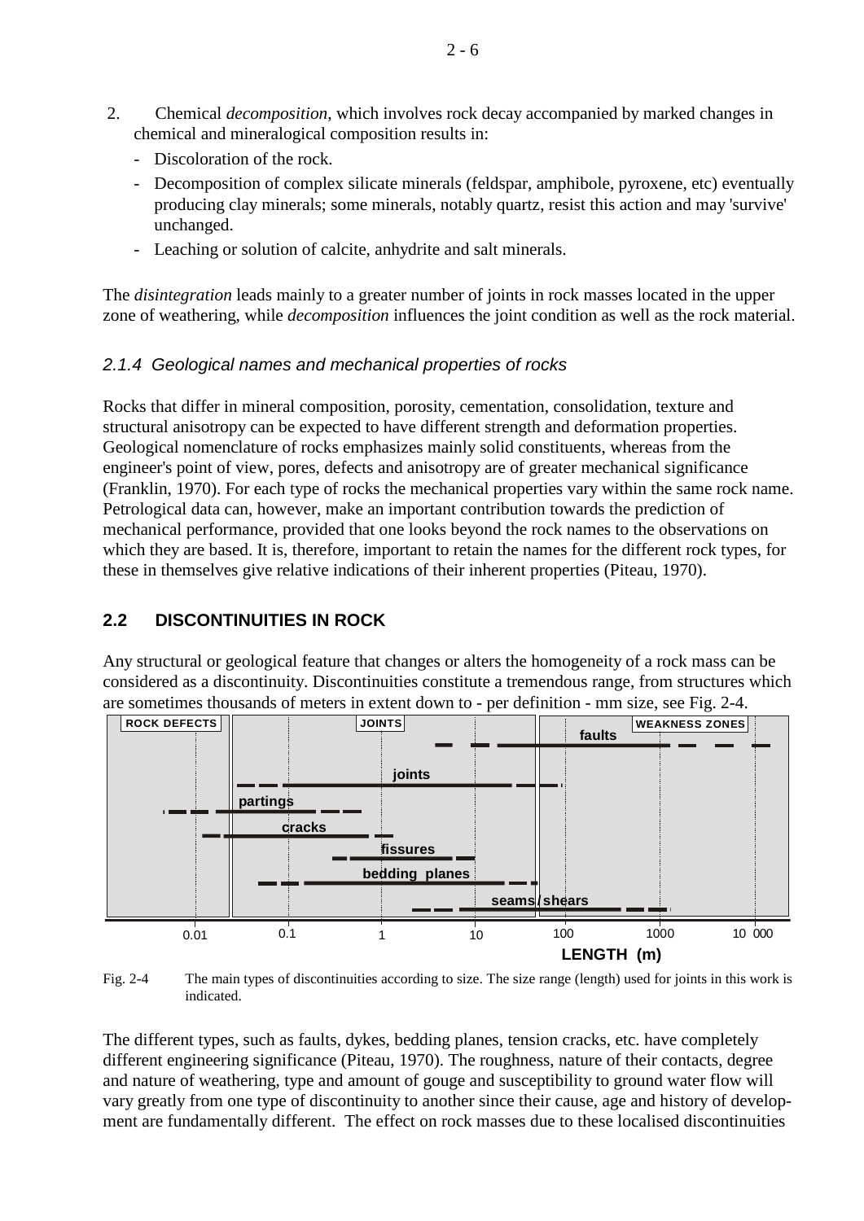2. Chemical *decomposition*, which involves rock decay accompanied by marked changes in chemical and mineralogical composition results in:
   - Discoloration of the rock.
   - Decomposition of complex silicate minerals (feldspar, amphibole, pyroxene, etc) eventually producing clay minerals; some minerals, notably quartz, resist this action and may 'survive' unchanged.
   - Leaching or solution of calcite, anhydrite and salt minerals.

The *disintegration* leads mainly to a greater number of joints in rock masses located in the upper zone of weathering, while *decomposition* influences the joint condition as well as the rock material.

### *2.1.4 Geological names and mechanical properties of rocks*

Rocks that differ in mineral composition, porosity, cementation, consolidation, texture and structural anisotropy can be expected to have different strength and deformation properties. Geological nomenclature of rocks emphasizes mainly solid constituents, whereas from the engineer's point of view, pores, defects and anisotropy are of greater mechanical significance (Franklin, 1970). For each type of rocks the mechanical properties vary within the same rock name. Petrological data can, however, make an important contribution towards the prediction of mechanical performance, provided that one looks beyond the rock names to the observations on which they are based. It is, therefore, important to retain the names for the different rock types, for these in themselves give relative indications of their inherent properties (Piteau, 1970).

## 2.2 DISCONTINUITIES IN ROCK

Any structural or geological feature that changes or alters the homogeneity of a rock mass can be considered as a discontinuity. Discontinuities constitute a tremendous range, from structures which are sometimes thousands of meters in extent down to - per definition - mm size, see Fig. 2-4.

Fig. 2-4 The main types of discontinuities according to size. The size range (length) used for joints in this work is indicated.

The different types, such as faults, dykes, bedding planes, tension cracks, etc. have completely different engineering significance (Piteau, 1970). The roughness, nature of their contacts, degree and nature of weathering, type and amount of gouge and susceptibility to ground water flow will vary greatly from one type of discontinuity to another since their cause, age and history of development are fundamentally different. The effect on rock masses due to these localised discontinuities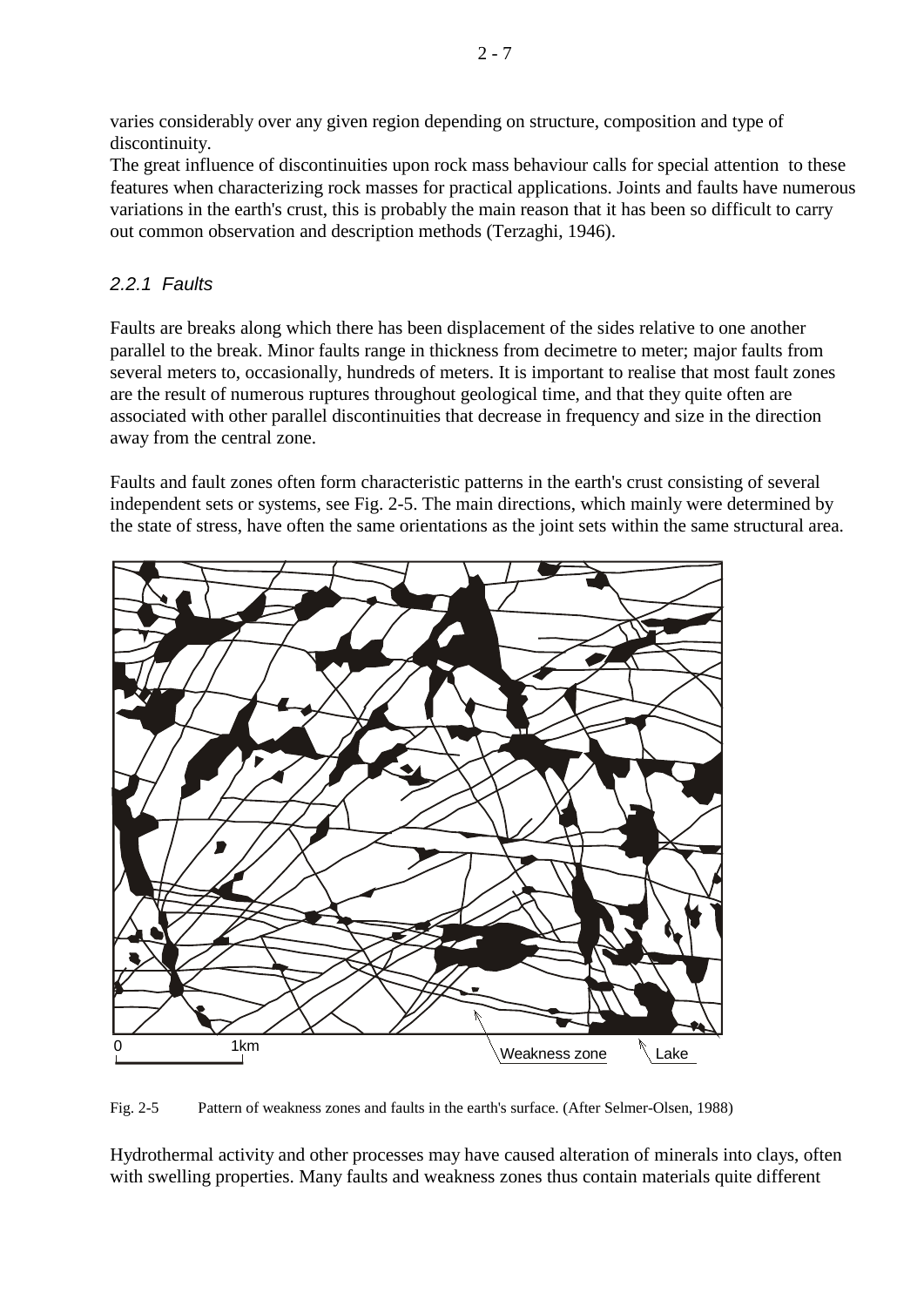varies considerably over any given region depending on structure, composition and type of discontinuity.
The great influence of discontinuities upon rock mass behaviour calls for special attention to these features when characterizing rock masses for practical applications. Joints and faults have numerous variations in the earth's crust, this is probably the main reason that it has been so difficult to carry out common observation and description methods (Terzaghi, 1946).

### *2.2.1 Faults*

Faults are breaks along which there has been displacement of the sides relative to one another parallel to the break. Minor faults range in thickness from decimetre to meter; major faults from several meters to, occasionally, hundreds of meters. It is important to realise that most fault zones are the result of numerous ruptures throughout geological time, and that they quite often are associated with other parallel discontinuities that decrease in frequency and size in the direction away from the central zone.

Faults and fault zones often form characteristic patterns in the earth's crust consisting of several independent sets or systems, see Fig. 2-5. The main directions, which mainly were determined by the state of stress, have often the same orientations as the joint sets within the same structural area.

Fig. 2-5 Pattern of weakness zones and faults in the earth's surface. (After Selmer-Olsen, 1988)

Hydrothermal activity and other processes may have caused alteration of minerals into clays, often with swelling properties. Many faults and weakness zones thus contain materials quite different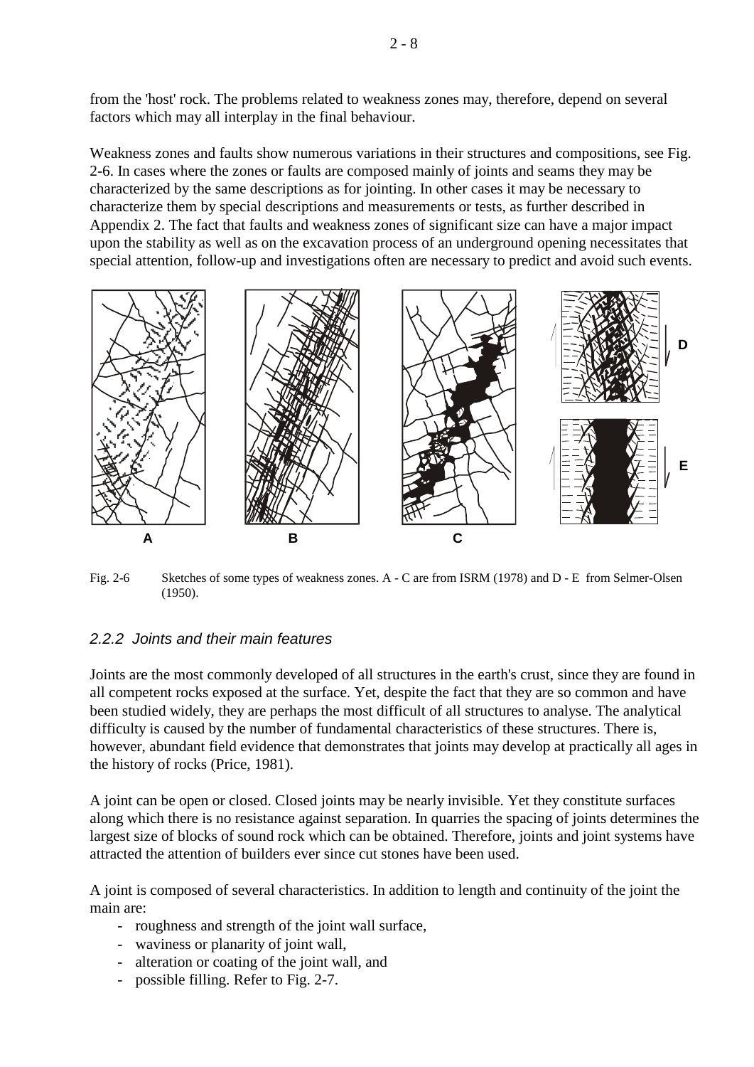from the 'host' rock. The problems related to weakness zones may, therefore, depend on several factors which may all interplay in the final behaviour.

Weakness zones and faults show numerous variations in their structures and compositions, see Fig. 2-6. In cases where the zones or faults are composed mainly of joints and seams they may be characterized by the same descriptions as for jointing. In other cases it may be necessary to characterize them by special descriptions and measurements or tests, as further described in Appendix 2. The fact that faults and weakness zones of significant size can have a major impact upon the stability as well as on the excavation process of an underground opening necessitates that special attention, follow-up and investigations often are necessary to predict and avoid such events.

Fig. 2-6 Sketches of some types of weakness zones. A - C are from ISRM (1978) and D - E from Selmer-Olsen (1950).

### *2.2.2 Joints and their main features*

Joints are the most commonly developed of all structures in the earth's crust, since they are found in all competent rocks exposed at the surface. Yet, despite the fact that they are so common and have been studied widely, they are perhaps the most difficult of all structures to analyse. The analytical difficulty is caused by the number of fundamental characteristics of these structures. There is, however, abundant field evidence that demonstrates that joints may develop at practically all ages in the history of rocks (Price, 1981).

A joint can be open or closed. Closed joints may be nearly invisible. Yet they constitute surfaces along which there is no resistance against separation. In quarries the spacing of joints determines the largest size of blocks of sound rock which can be obtained. Therefore, joints and joint systems have attracted the attention of builders ever since cut stones have been used.

A joint is composed of several characteristics. In addition to length and continuity of the joint the main are:

- roughness and strength of the joint wall surface,
- waviness or planarity of joint wall,
- alteration or coating of the joint wall, and
- possible filling. Refer to Fig. 2-7.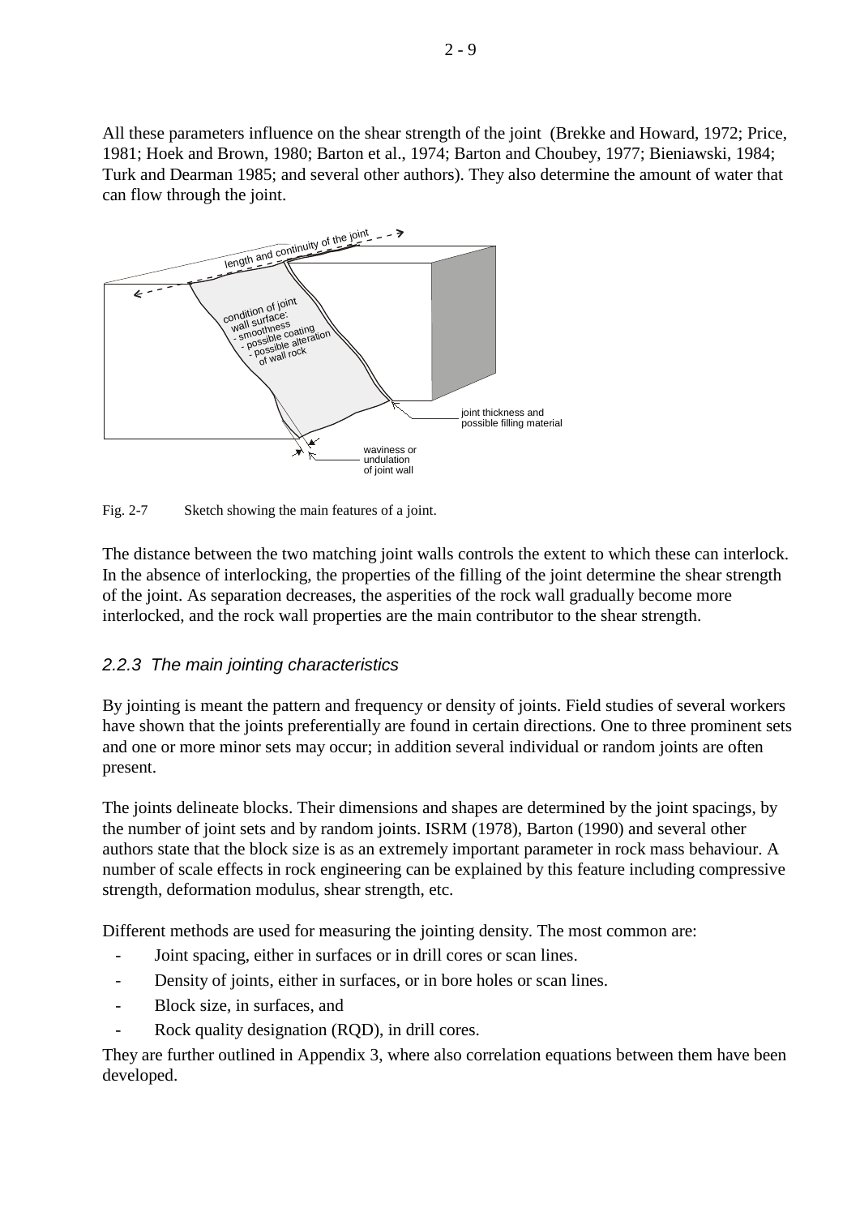All these parameters influence on the shear strength of the joint (Brekke and Howard, 1972; Price, 1981; Hoek and Brown, 1980; Barton et al., 1974; Barton and Choubey, 1977; Bieniawski, 1984; Turk and Dearman 1985; and several other authors). They also determine the amount of water that can flow through the joint.

Fig. 2-7 Sketch showing the main features of a joint.

The distance between the two matching joint walls controls the extent to which these can interlock. In the absence of interlocking, the properties of the filling of the joint determine the shear strength of the joint. As separation decreases, the asperities of the rock wall gradually become more interlocked, and the rock wall properties are the main contributor to the shear strength.

### *2.2.3 The main jointing characteristics*

By jointing is meant the pattern and frequency or density of joints. Field studies of several workers have shown that the joints preferentially are found in certain directions. One to three prominent sets and one or more minor sets may occur; in addition several individual or random joints are often present.

The joints delineate blocks. Their dimensions and shapes are determined by the joint spacings, by the number of joint sets and by random joints. ISRM (1978), Barton (1990) and several other authors state that the block size is as an extremely important parameter in rock mass behaviour. A number of scale effects in rock engineering can be explained by this feature including compressive strength, deformation modulus, shear strength, etc.

Different methods are used for measuring the jointing density. The most common are:

- Joint spacing, either in surfaces or in drill cores or scan lines.
- Density of joints, either in surfaces, or in bore holes or scan lines.
- Block size, in surfaces, and
- Rock quality designation (RQD), in drill cores.

They are further outlined in Appendix 3, where also correlation equations between them have been developed.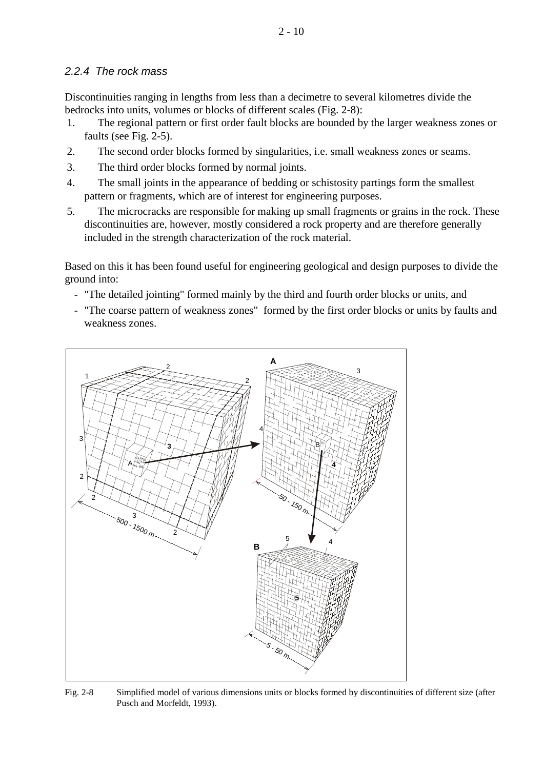### 2.2.4 The rock mass

Discontinuities ranging in lengths from less than a decimetre to several kilometres divide the bedrocks into units, volumes or blocks of different scales (Fig. 2-8):

1. The regional pattern or first order fault blocks are bounded by the larger weakness zones or faults (see Fig. 2-5).
2. The second order blocks formed by singularities, i.e. small weakness zones or seams.
3. The third order blocks formed by normal joints.
4. The small joints in the appearance of bedding or schistosity partings form the smallest pattern or fragments, which are of interest for engineering purposes.
5. The microcracks are responsible for making up small fragments or grains in the rock. These discontinuities are, however, mostly considered a rock property and are therefore generally included in the strength characterization of the rock material.

Based on this it has been found useful for engineering geological and design purposes to divide the ground into:

- "The detailed jointing" formed mainly by the third and fourth order blocks or units, and
- "The coarse pattern of weakness zones" formed by the first order blocks or units by faults and weakness zones.

Fig. 2-8 Simplified model of various dimensions units or blocks formed by discontinuities of different size (after Pusch and Morfeldt, 1993).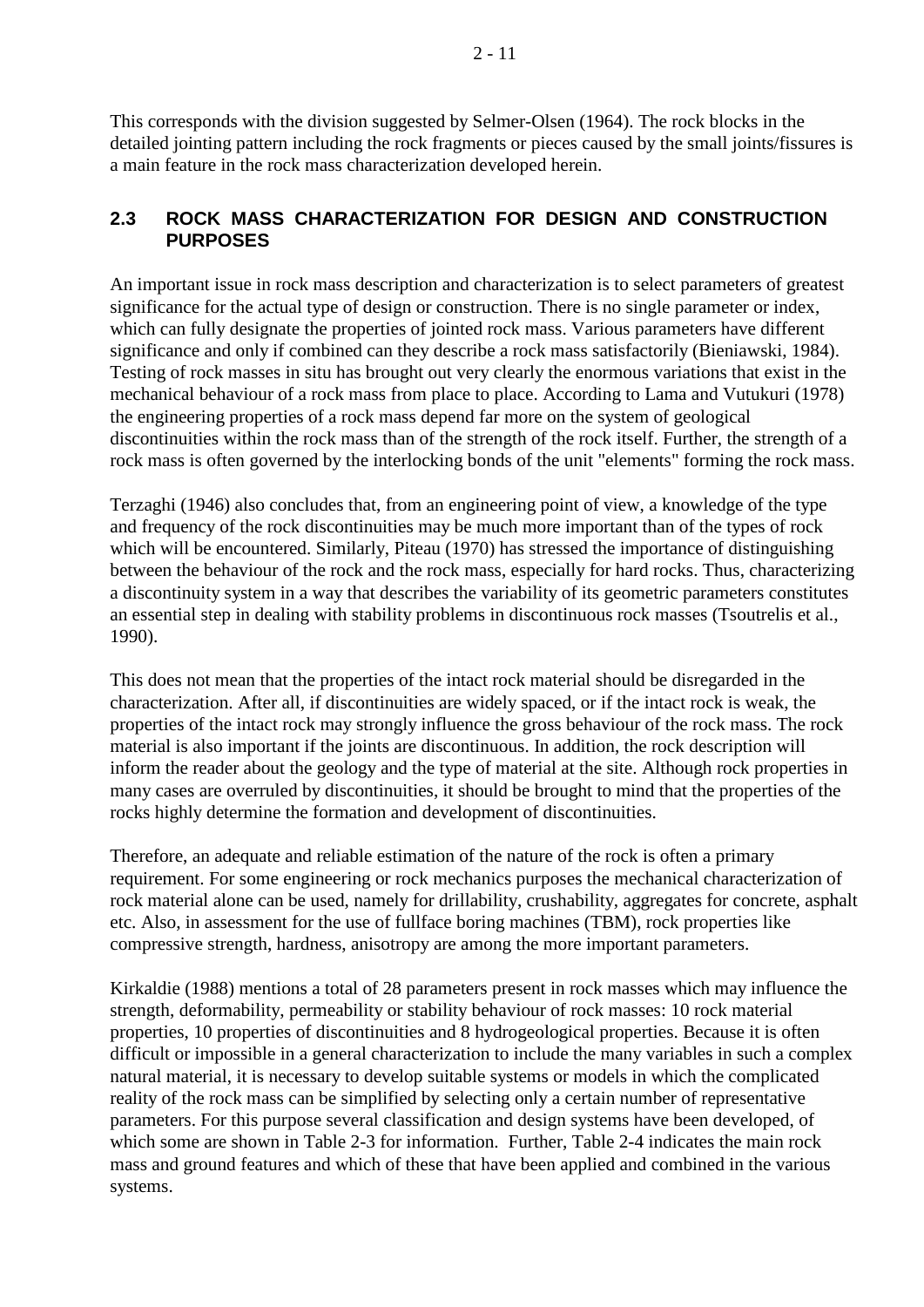This corresponds with the division suggested by Selmer-Olsen (1964). The rock blocks in the detailed jointing pattern including the rock fragments or pieces caused by the small joints/fissures is a main feature in the rock mass characterization developed herein.

## 2.3 ROCK MASS CHARACTERIZATION FOR DESIGN AND CONSTRUCTION PURPOSES

An important issue in rock mass description and characterization is to select parameters of greatest significance for the actual type of design or construction. There is no single parameter or index, which can fully designate the properties of jointed rock mass. Various parameters have different significance and only if combined can they describe a rock mass satisfactorily (Bieniawski, 1984). Testing of rock masses in situ has brought out very clearly the enormous variations that exist in the mechanical behaviour of a rock mass from place to place. According to Lama and Vutukuri (1978) the engineering properties of a rock mass depend far more on the system of geological discontinuities within the rock mass than of the strength of the rock itself. Further, the strength of a rock mass is often governed by the interlocking bonds of the unit "elements" forming the rock mass.

Terzaghi (1946) also concludes that, from an engineering point of view, a knowledge of the type and frequency of the rock discontinuities may be much more important than of the types of rock which will be encountered. Similarly, Piteau (1970) has stressed the importance of distinguishing between the behaviour of the rock and the rock mass, especially for hard rocks. Thus, characterizing a discontinuity system in a way that describes the variability of its geometric parameters constitutes an essential step in dealing with stability problems in discontinuous rock masses (Tsoutrelis et al., 1990).

This does not mean that the properties of the intact rock material should be disregarded in the characterization. After all, if discontinuities are widely spaced, or if the intact rock is weak, the properties of the intact rock may strongly influence the gross behaviour of the rock mass. The rock material is also important if the joints are discontinuous. In addition, the rock description will inform the reader about the geology and the type of material at the site. Although rock properties in many cases are overruled by discontinuities, it should be brought to mind that the properties of the rocks highly determine the formation and development of discontinuities.

Therefore, an adequate and reliable estimation of the nature of the rock is often a primary requirement. For some engineering or rock mechanics purposes the mechanical characterization of rock material alone can be used, namely for drillability, crushability, aggregates for concrete, asphalt etc. Also, in assessment for the use of fullface boring machines (TBM), rock properties like compressive strength, hardness, anisotropy are among the more important parameters.

Kirkaldie (1988) mentions a total of 28 parameters present in rock masses which may influence the strength, deformability, permeability or stability behaviour of rock masses: 10 rock material properties, 10 properties of discontinuities and 8 hydrogeological properties. Because it is often difficult or impossible in a general characterization to include the many variables in such a complex natural material, it is necessary to develop suitable systems or models in which the complicated reality of the rock mass can be simplified by selecting only a certain number of representative parameters. For this purpose several classification and design systems have been developed, of which some are shown in Table 2-3 for information. Further, Table 2-4 indicates the main rock mass and ground features and which of these that have been applied and combined in the various systems.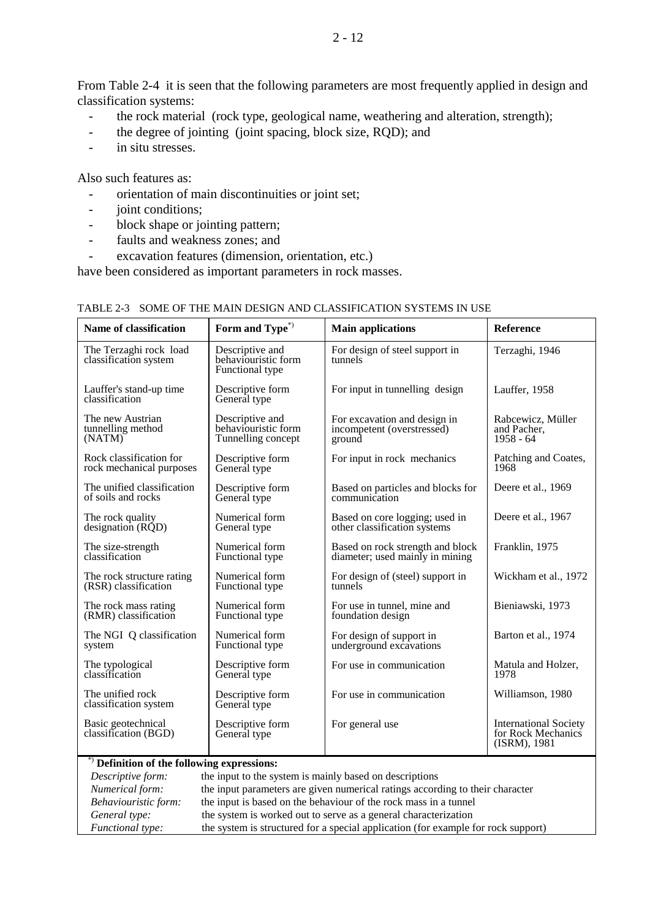From Table 2-4 it is seen that the following parameters are most frequently applied in design and classification systems:

- the rock material (rock type, geological name, weathering and alteration, strength);
- the degree of jointing (joint spacing, block size, RQD); and
- in situ stresses.

Also such features as:

- orientation of main discontinuities or joint set;
- joint conditions;
- block shape or jointing pattern;
- faults and weakness zones; and
- excavation features (dimension, orientation, etc.)

have been considered as important parameters in rock masses.

TABLE 2-3 SOME OF THE MAIN DESIGN AND CLASSIFICATION SYSTEMS IN USE

| Name of classification | Form and Type*) | Main applications | Reference |
|---|---|---|---|
| The Terzaghi rock load classification system | Descriptive and behaviouristic form Functional type | For design of steel support in tunnels | Terzaghi, 1946 |
| Lauffer's stand-up time classification | Descriptive form General type | For input in tunnelling design | Lauffer, 1958 |
| The new Austrian tunnelling method (NATM) | Descriptive and behaviouristic form Tunnelling concept | For excavation and design in incompetent (overstressed) ground | Rabcewicz, Müller and Pacher, 1958 - 64 |
| Rock classification for rock mechanical purposes | Descriptive form General type | For input in rock mechanics | Patching and Coates, 1968 |
| The unified classification of soils and rocks | Descriptive form General type | Based on particles and blocks for communication | Deere et al., 1969 |
| The rock quality designation (RQD) | Numerical form General type | Based on core logging; used in other classification systems | Deere et al., 1967 |
| The size-strength classification | Numerical form Functional type | Based on rock strength and block diameter; used mainly in mining | Franklin, 1975 |
| The rock structure rating (RSR) classification | Numerical form Functional type | For design of (steel) support in tunnels | Wickham et al., 1972 |
| The rock mass rating (RMR) classification | Numerical form Functional type | For use in tunnel, mine and foundation design | Bieniawski, 1973 |
| The NGI Q classification system | Numerical form Functional type | For design of support in underground excavations | Barton et al., 1974 |
| The typological classification | Descriptive form General type | For use in communication | Matula and Holzer, 1978 |
| The unified rock classification system | Descriptive form General type | For use in communication | Williamson, 1980 |
| Basic geotechnical classification (BGD) | Descriptive form General type | For general use | International Society for Rock Mechanics (ISRM), 1981 |

**\*) Definition of the following expressions:**

| | |
|---|---|
| *Descriptive form:* | the input to the system is mainly based on descriptions |
| *Numerical form:* | the input parameters are given numerical ratings according to their character |
| *Behaviouristic form:* | the input is based on the behaviour of the rock mass in a tunnel |
| *General type:* | the system is worked out to serve as a general characterization |
| *Functional type:* | the system is structured for a special application (for example for rock support) |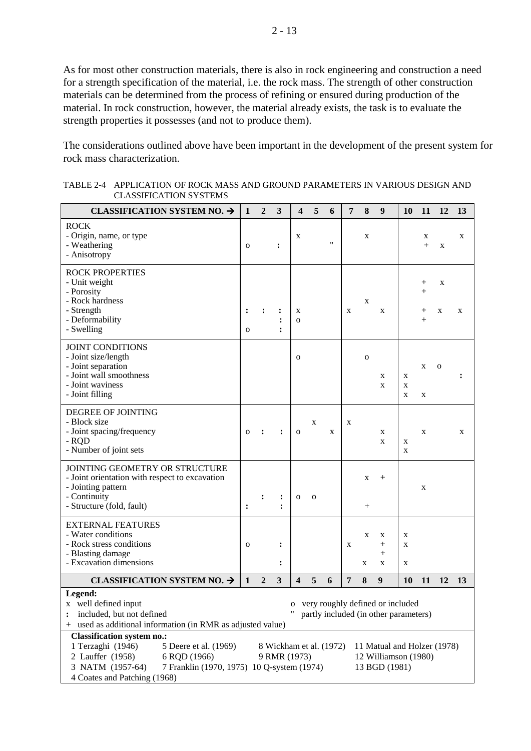As for most other construction materials, there is also in rock engineering and construction a need for a strength specification of the material, i.e. the rock mass. The strength of other construction materials can be determined from the process of refining or ensured during production of the material. In rock construction, however, the material already exists, the task is to evaluate the strength properties it possesses (and not to produce them).

The considerations outlined above have been important in the development of the present system for rock mass characterization.

TABLE 2-4 APPLICATION OF ROCK MASS AND GROUND PARAMETERS IN VARIOUS DESIGN AND CLASSIFICATION SYSTEMS

| **CLASSIFICATION SYSTEM NO. →** | **1** | **2** | **3** | **4** | **5** | **6** | **7** | **8** | **9** | **10** | **11** | **12** | **13** |
|---|---|---|---|---|---|---|---|---|---|---|---|---|---|
| **ROCK** | | | | | | | | | | | | | |
| - Origin, name, or type | | | | x | | | | x | | | x | | x |
| - Weathering | o | | : | | | " | | | | | + | x | |
| - Anisotropy | | | | | | | | | | | | | |
| **ROCK PROPERTIES** | | | | | | | | | | | | | |
| - Unit weight | | | | | | | | | | | + | x | |
| - Porosity | | | | | | | | | | | + | | |
| - Rock hardness | | | | | | | | x | | | | | |
| - Strength | : | : | : | x | | | x | | x | | + | x | x |
| - Deformability | | | : | o | | | | | | | + | | |
| - Swelling | o | | : | | | | | | | | | | |
| **JOINT CONDITIONS** | | | | | | | | | | | | | |
| - Joint size/length | | | | o | | | | o | | | | | |
| - Joint separation | | | | | | | | | | | x | o | |
| - Joint wall smoothness | | | | | | | | | x | x | | | : |
| - Joint waviness | | | | | | | | | x | x | | | |
| - Joint filling | | | | | | | | | | x | x | | |
| **DEGREE OF JOINTING** | | | | | | | | | | | | | |
| - Block size | | | | | x | | x | | | | | | |
| - Joint spacing/frequency | o | : | : | o | | x | | | x | | x | | x |
| - RQD | | | | | | | | | x | x | | | |
| - Number of joint sets | | | | | | | | | | x | | | |
| **JOINTING GEOMETRY OR STRUCTURE** | | | | | | | | | | | | | |
| - Joint orientation with respect to excavation | | | | | | | | x | + | | | | |
| - Jointing pattern | | | | | | | | | | | x | | |
| - Continuity | | : | : | o | o | | | | | | | | |
| - Structure (fold, fault) | : | | : | | | | | + | | | | | |
| **EXTERNAL FEATURES** | | | | | | | | | | | | | |
| - Water conditions | | | | | | | | x | x | x | | | |
| - Rock stress conditions | o | | : | | | | x | | + | x | | | |
| - Blasting damage | | | | | | | | | + | | | | |
| - Excavation dimensions | | | : | | | | | x | x | x | | | |
| **CLASSIFICATION SYSTEM NO. →** | **1** | **2** | **3** | **4** | **5** | **6** | **7** | **8** | **9** | **10** | **11** | **12** | **13** |

**Legend:**
- x well defined input
- : included, but not defined
- \+ used as additional information (in RMR as adjusted value)
- o very roughly defined or included
- " partly included (in other parameters)

**Classification system no.:**
1 Terzaghi (1946)
2 Lauffer (1958)
3 NATM (1957-64)
4 Coates and Patching (1968)
5 Deere et al. (1969)
6 RQD (1966)
7 Franklin (1970, 1975)
8 Wickham et al. (1972)
9 RMR (1973)
10 Q-system (1974)
11 Matual and Holzer (1978)
12 Williamson (1980)
13 BGD (1981)